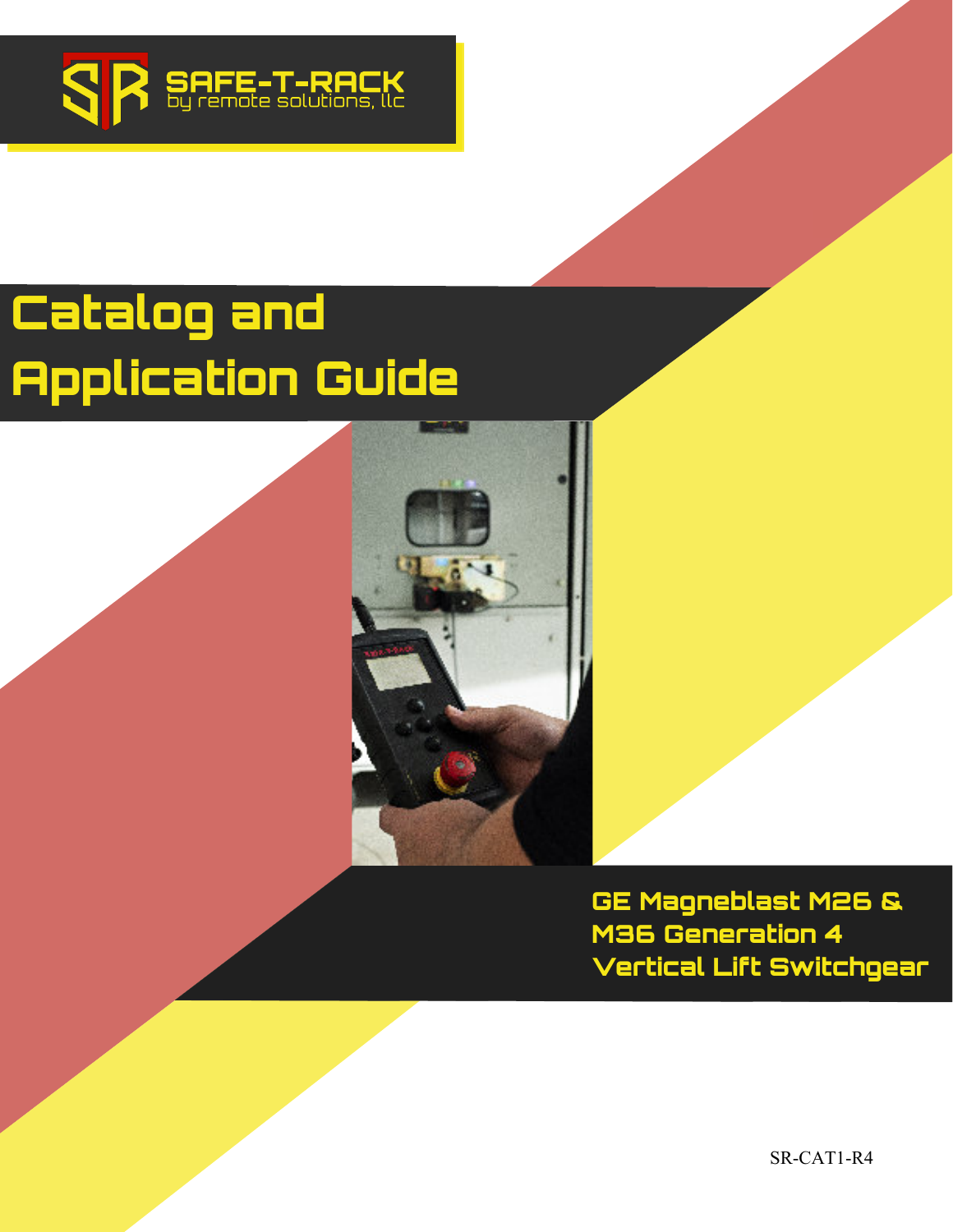SAFE-T-RACK
by remote solutions, llc

# Catalog and Application Guide

## GE Magneblast M26 & M36 Generation 4 Vertical Lift Switchgear

SR-CAT1-R4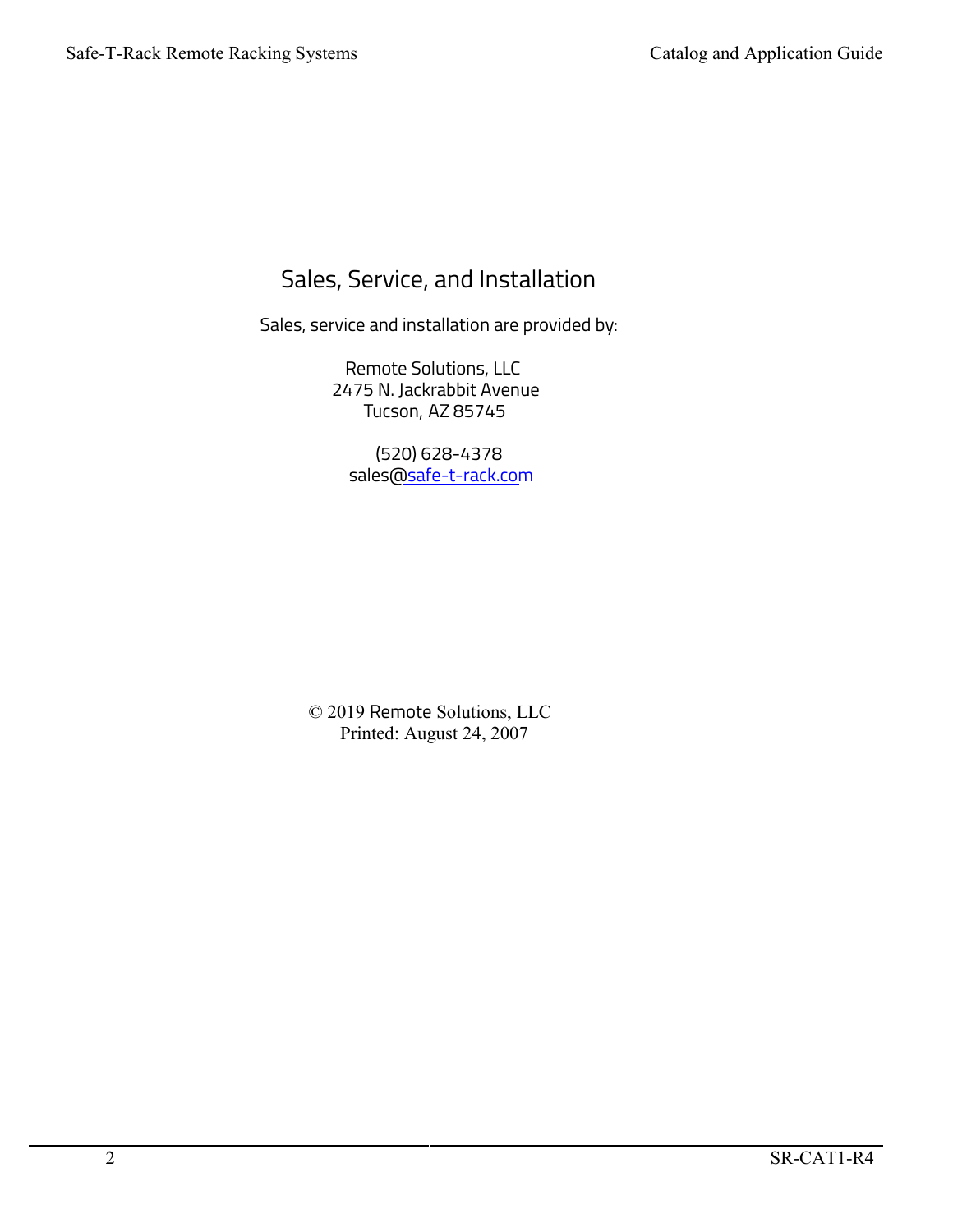# Sales, Service, and Installation

Sales, service and installation are provided by:

Remote Solutions, LLC
2475 N. Jackrabbit Avenue
Tucson, AZ 85745

(520) 628-4378
sales@safe-t-rack.com

© 2019 Remote Solutions, LLC
Printed: August 24, 2007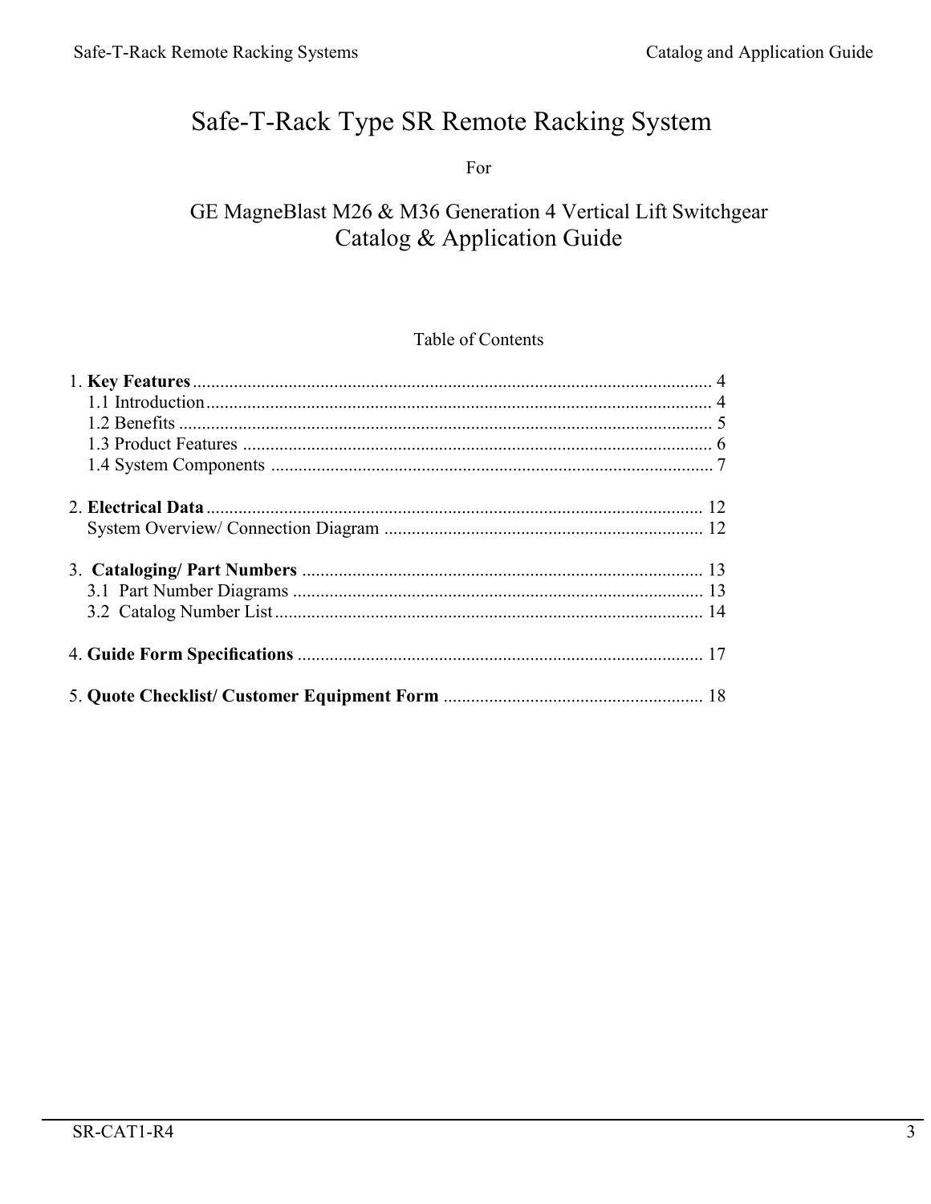# Safe-T-Rack Type SR Remote Racking System

For

## GE MagneBlast M26 & M36 Generation 4 Vertical Lift Switchgear
## Catalog & Application Guide

Table of Contents

1. **Key Features** .................................................................................................................. 4
   - 1.1 Introduction ............................................................................................................. 4
   - 1.2 Benefits .................................................................................................................... 5
   - 1.3 Product Features ...................................................................................................... 6
   - 1.4 System Components ................................................................................................ 7

2. **Electrical Data** ............................................................................................................. 12
   - System Overview/ Connection Diagram ...................................................................... 12

3. **Cataloging/ Part Numbers** ........................................................................................ 13
   - 3.1 Part Number Diagrams .......................................................................................... 13
   - 3.2 Catalog Number List .............................................................................................. 14

4. **Guide Form Specifications** ........................................................................................ 17

5. **Quote Checklist/ Customer Equipment Form** ......................................................... 18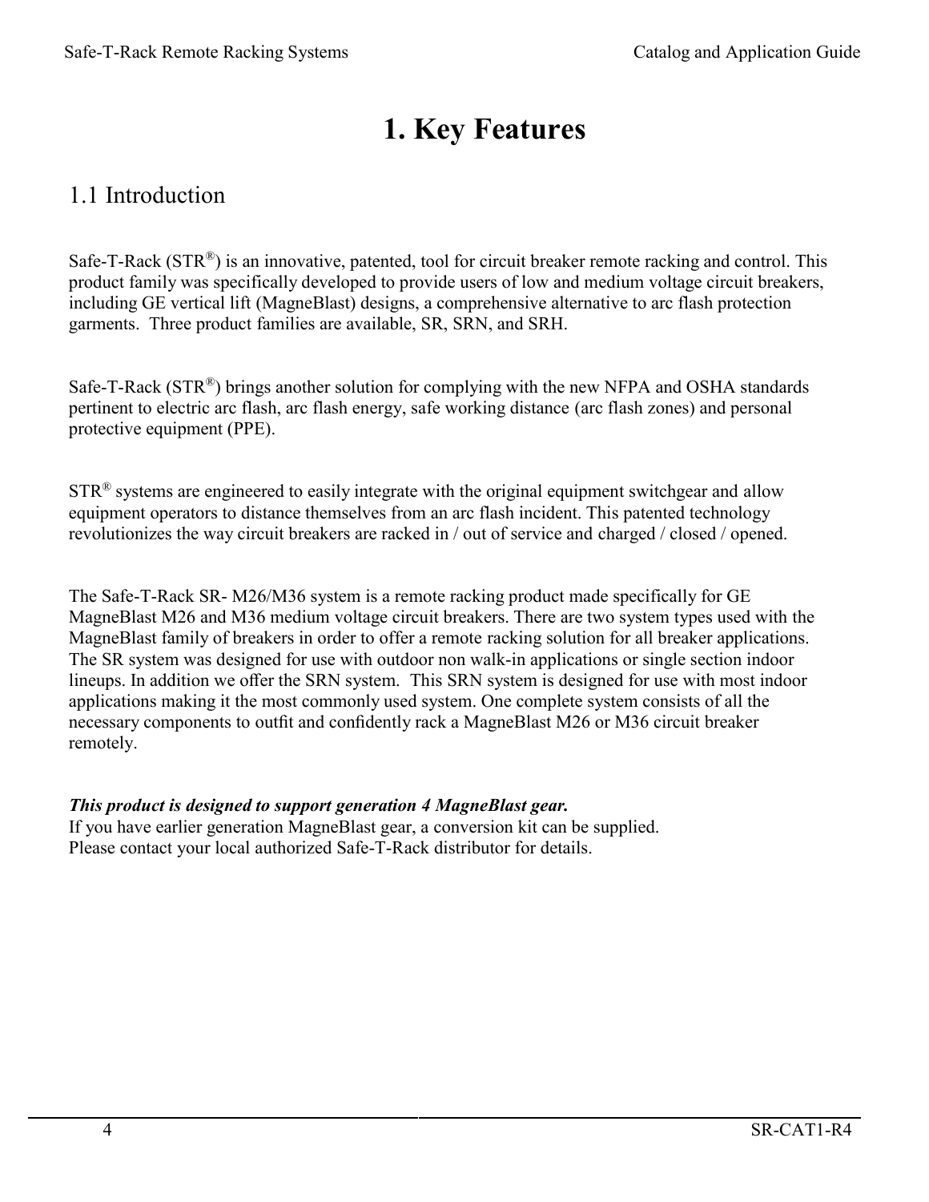# 1. Key Features

## 1.1 Introduction

Safe-T-Rack (STR®) is an innovative, patented, tool for circuit breaker remote racking and control. This product family was specifically developed to provide users of low and medium voltage circuit breakers, including GE vertical lift (MagneBlast) designs, a comprehensive alternative to arc flash protection garments. Three product families are available, SR, SRN, and SRH.

Safe-T-Rack (STR®) brings another solution for complying with the new NFPA and OSHA standards pertinent to electric arc flash, arc flash energy, safe working distance (arc flash zones) and personal protective equipment (PPE).

STR® systems are engineered to easily integrate with the original equipment switchgear and allow equipment operators to distance themselves from an arc flash incident. This patented technology revolutionizes the way circuit breakers are racked in / out of service and charged / closed / opened.

The Safe-T-Rack SR- M26/M36 system is a remote racking product made specifically for GE MagneBlast M26 and M36 medium voltage circuit breakers. There are two system types used with the MagneBlast family of breakers in order to offer a remote racking solution for all breaker applications. The SR system was designed for use with outdoor non walk-in applications or single section indoor lineups. In addition we offer the SRN system. This SRN system is designed for use with most indoor applications making it the most commonly used system. One complete system consists of all the necessary components to outfit and confidently rack a MagneBlast M26 or M36 circuit breaker remotely.

***This product is designed to support generation 4 MagneBlast gear.***
If you have earlier generation MagneBlast gear, a conversion kit can be supplied.
Please contact your local authorized Safe-T-Rack distributor for details.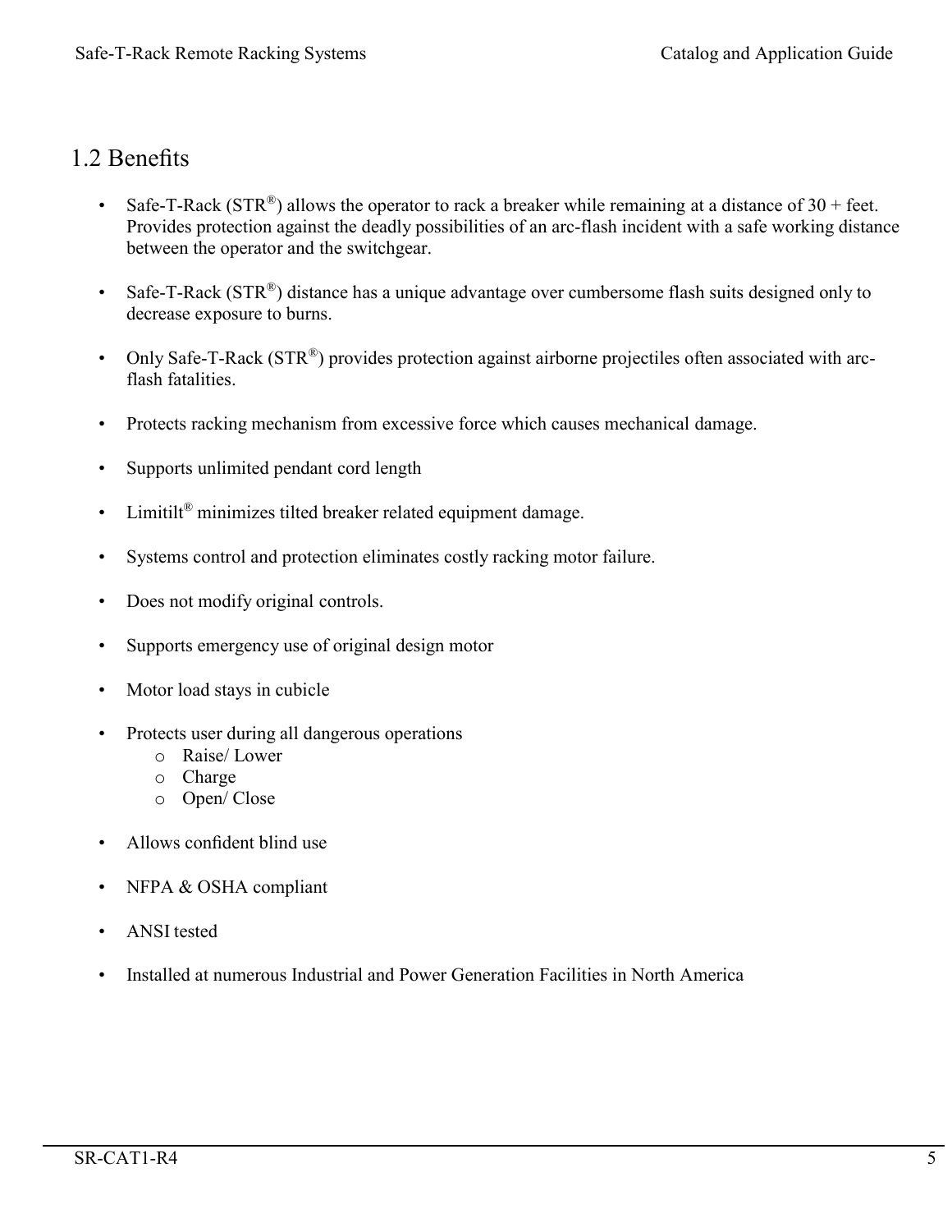## 1.2 Benefits

- Safe-T-Rack (STR®) allows the operator to rack a breaker while remaining at a distance of 30 + feet. Provides protection against the deadly possibilities of an arc-flash incident with a safe working distance between the operator and the switchgear.

- Safe-T-Rack (STR®) distance has a unique advantage over cumbersome flash suits designed only to decrease exposure to burns.

- Only Safe-T-Rack (STR®) provides protection against airborne projectiles often associated with arc-flash fatalities.

- Protects racking mechanism from excessive force which causes mechanical damage.

- Supports unlimited pendant cord length

- Limitilt® minimizes tilted breaker related equipment damage.

- Systems control and protection eliminates costly racking motor failure.

- Does not modify original controls.

- Supports emergency use of original design motor

- Motor load stays in cubicle

- Protects user during all dangerous operations
  - Raise/ Lower
  - Charge
  - Open/ Close

- Allows confident blind use

- NFPA & OSHA compliant

- ANSI tested

- Installed at numerous Industrial and Power Generation Facilities in North America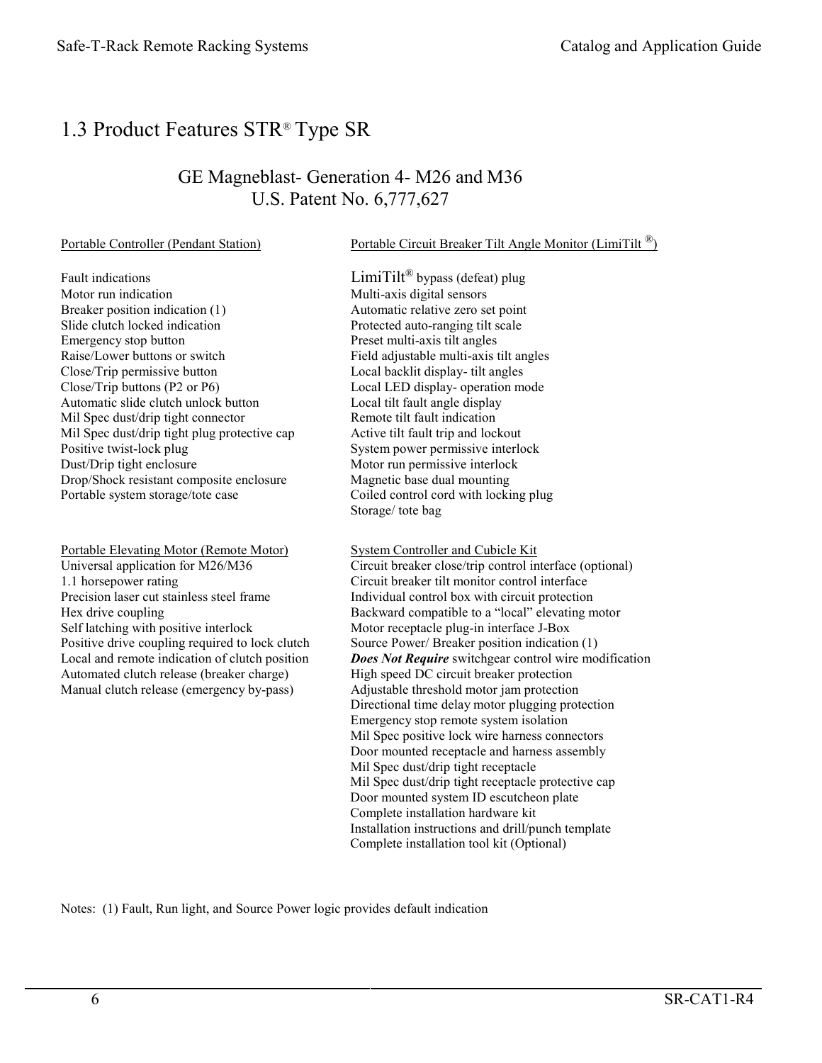# 1.3 Product Features STR® Type SR

## GE Magneblast- Generation 4- M26 and M36
## U.S. Patent No. 6,777,627

### Portable Controller (Pendant Station)

Fault indications
Motor run indication
Breaker position indication (1)
Slide clutch locked indication
Emergency stop button
Raise/Lower buttons or switch
Close/Trip permissive button
Close/Trip buttons (P2 or P6)
Automatic slide clutch unlock button
Mil Spec dust/drip tight connector
Mil Spec dust/drip tight plug protective cap
Positive twist-lock plug
Dust/Drip tight enclosure
Drop/Shock resistant composite enclosure
Portable system storage/tote case

### Portable Elevating Motor (Remote Motor)

Universal application for M26/M36
1.1 horsepower rating
Precision laser cut stainless steel frame
Hex drive coupling
Self latching with positive interlock
Positive drive coupling required to lock clutch
Local and remote indication of clutch position
Automated clutch release (breaker charge)
Manual clutch release (emergency by-pass)

### Portable Circuit Breaker Tilt Angle Monitor (LimiTilt ®)

LimiTilt® bypass (defeat) plug
Multi-axis digital sensors
Automatic relative zero set point
Protected auto-ranging tilt scale
Preset multi-axis tilt angles
Field adjustable multi-axis tilt angles
Local backlit display- tilt angles
Local LED display- operation mode
Local tilt fault angle display
Remote tilt fault indication
Active tilt fault trip and lockout
System power permissive interlock
Motor run permissive interlock
Magnetic base dual mounting
Coiled control cord with locking plug
Storage/ tote bag

### System Controller and Cubicle Kit

Circuit breaker close/trip control interface (optional)
Circuit breaker tilt monitor control interface
Individual control box with circuit protection
Backward compatible to a "local" elevating motor
Motor receptacle plug-in interface J-Box
Source Power/ Breaker position indication (1)
***Does Not Require*** switchgear control wire modification
High speed DC circuit breaker protection
Adjustable threshold motor jam protection
Directional time delay motor plugging protection
Emergency stop remote system isolation
Mil Spec positive lock wire harness connectors
Door mounted receptacle and harness assembly
Mil Spec dust/drip tight receptacle
Mil Spec dust/drip tight receptacle protective cap
Door mounted system ID escutcheon plate
Complete installation hardware kit
Installation instructions and drill/punch template
Complete installation tool kit (Optional)

Notes: (1) Fault, Run light, and Source Power logic provides default indication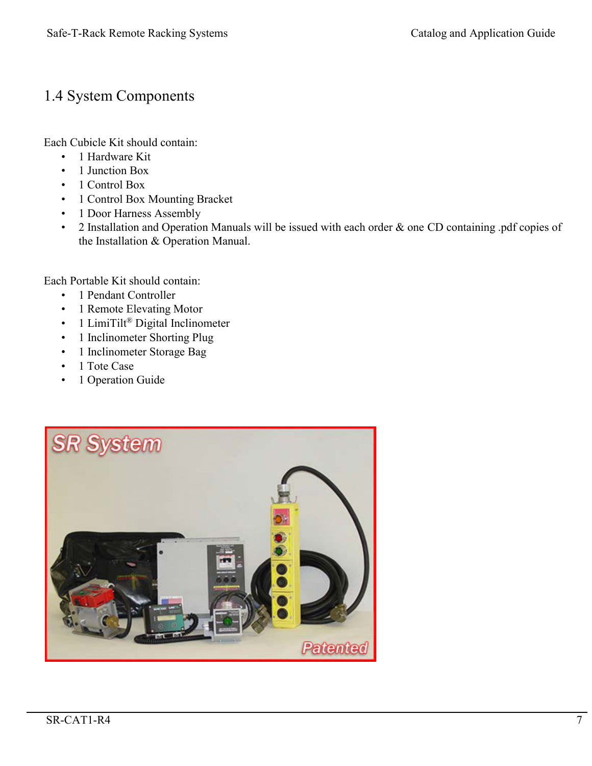## 1.4 System Components

Each Cubicle Kit should contain:

- 1 Hardware Kit
- 1 Junction Box
- 1 Control Box
- 1 Control Box Mounting Bracket
- 1 Door Harness Assembly
- 2 Installation and Operation Manuals will be issued with each order & one CD containing .pdf copies of the Installation & Operation Manual.

Each Portable Kit should contain:

- 1 Pendant Controller
- 1 Remote Elevating Motor
- 1 LimiTilt® Digital Inclinometer
- 1 Inclinometer Shorting Plug
- 1 Inclinometer Storage Bag
- 1 Tote Case
- 1 Operation Guide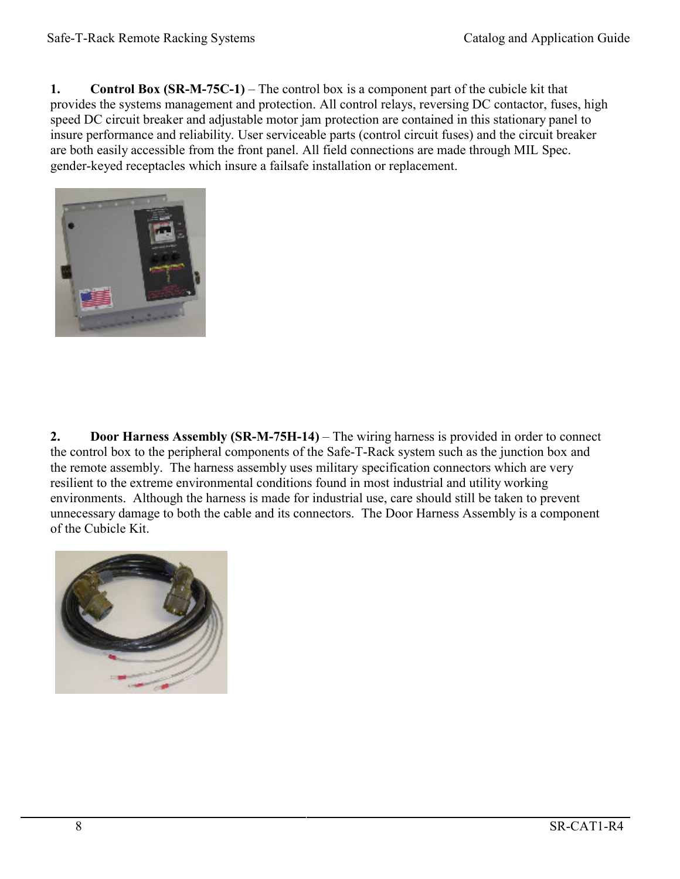1. **Control Box (SR-M-75C-1)** – The control box is a component part of the cubicle kit that provides the systems management and protection. All control relays, reversing DC contactor, fuses, high speed DC circuit breaker and adjustable motor jam protection are contained in this stationary panel to insure performance and reliability. User serviceable parts (control circuit fuses) and the circuit breaker are both easily accessible from the front panel. All field connections are made through MIL Spec. gender-keyed receptacles which insure a failsafe installation or replacement.

2. **Door Harness Assembly (SR-M-75H-14)** – The wiring harness is provided in order to connect the control box to the peripheral components of the Safe-T-Rack system such as the junction box and the remote assembly. The harness assembly uses military specification connectors which are very resilient to the extreme environmental conditions found in most industrial and utility working environments. Although the harness is made for industrial use, care should still be taken to prevent unnecessary damage to both the cable and its connectors. The Door Harness Assembly is a component of the Cubicle Kit.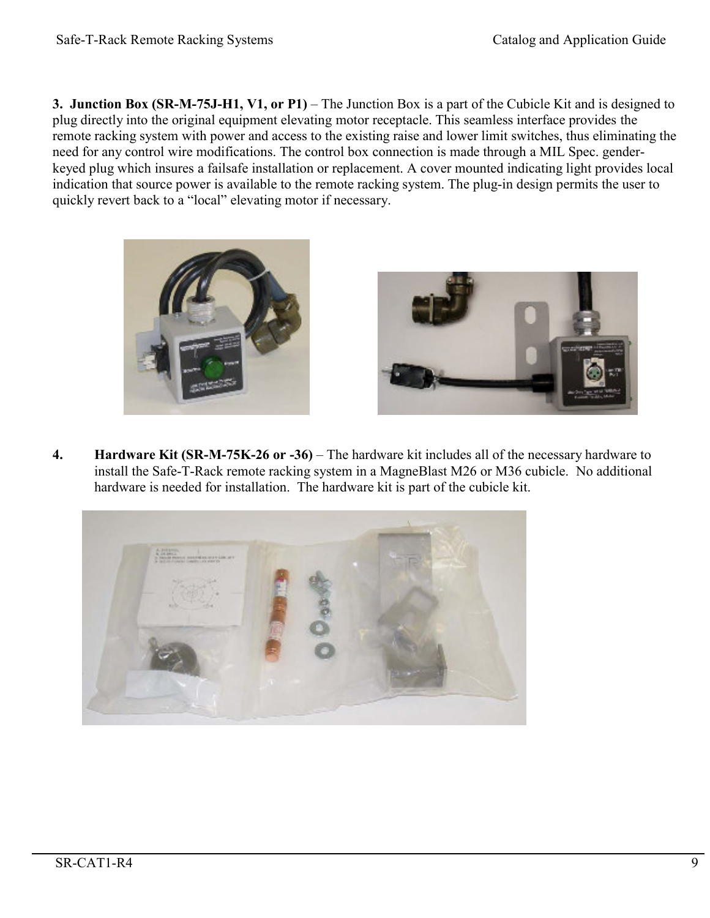**3. Junction Box (SR-M-75J-H1, V1, or P1)** – The Junction Box is a part of the Cubicle Kit and is designed to plug directly into the original equipment elevating motor receptacle. This seamless interface provides the remote racking system with power and access to the existing raise and lower limit switches, thus eliminating the need for any control wire modifications. The control box connection is made through a MIL Spec. gender-keyed plug which insures a failsafe installation or replacement. A cover mounted indicating light provides local indication that source power is available to the remote racking system. The plug-in design permits the user to quickly revert back to a "local" elevating motor if necessary.

4. **Hardware Kit (SR-M-75K-26 or -36)** – The hardware kit includes all of the necessary hardware to install the Safe-T-Rack remote racking system in a MagneBlast M26 or M36 cubicle. No additional hardware is needed for installation. The hardware kit is part of the cubicle kit.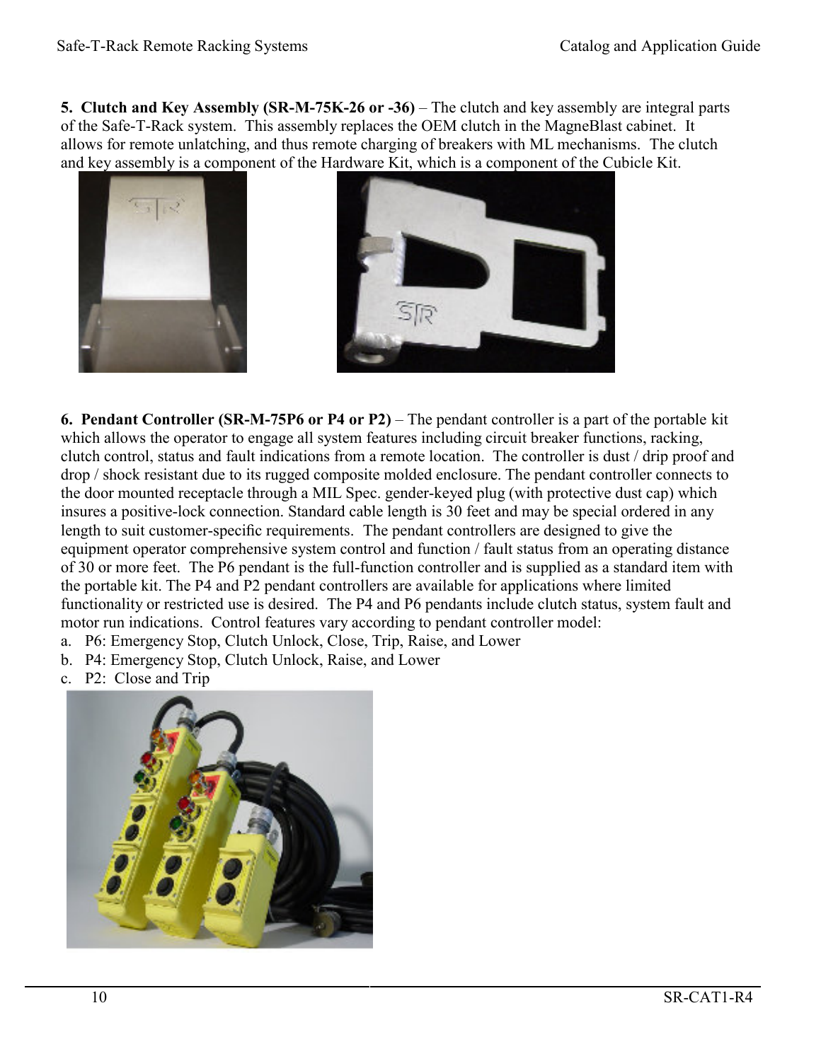**5. Clutch and Key Assembly (SR-M-75K-26 or -36)** – The clutch and key assembly are integral parts of the Safe-T-Rack system. This assembly replaces the OEM clutch in the MagneBlast cabinet. It allows for remote unlatching, and thus remote charging of breakers with ML mechanisms. The clutch and key assembly is a component of the Hardware Kit, which is a component of the Cubicle Kit.

**6. Pendant Controller (SR-M-75P6 or P4 or P2)** – The pendant controller is a part of the portable kit which allows the operator to engage all system features including circuit breaker functions, racking, clutch control, status and fault indications from a remote location. The controller is dust / drip proof and drop / shock resistant due to its rugged composite molded enclosure. The pendant controller connects to the door mounted receptacle through a MIL Spec. gender-keyed plug (with protective dust cap) which insures a positive-lock connection. Standard cable length is 30 feet and may be special ordered in any length to suit customer-specific requirements. The pendant controllers are designed to give the equipment operator comprehensive system control and function / fault status from an operating distance of 30 or more feet. The P6 pendant is the full-function controller and is supplied as a standard item with the portable kit. The P4 and P2 pendant controllers are available for applications where limited functionality or restricted use is desired. The P4 and P6 pendants include clutch status, system fault and motor run indications. Control features vary according to pendant controller model:

a. P6: Emergency Stop, Clutch Unlock, Close, Trip, Raise, and Lower
b. P4: Emergency Stop, Clutch Unlock, Raise, and Lower
c. P2: Close and Trip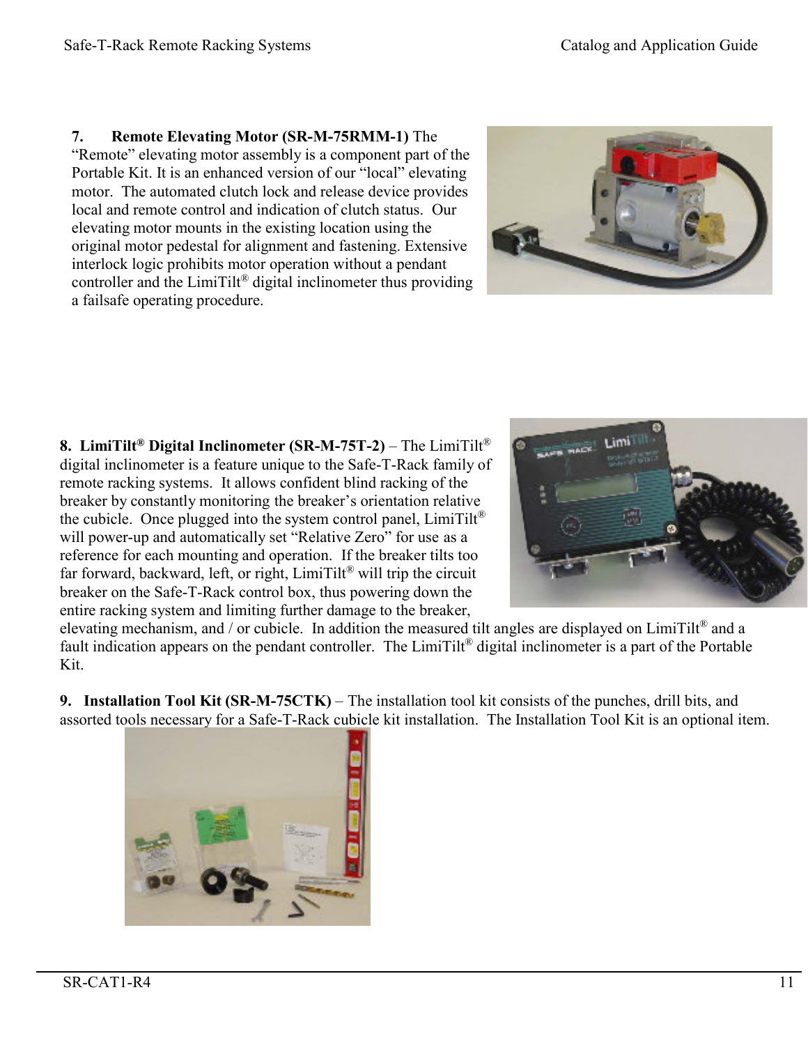**7. Remote Elevating Motor (SR-M-75RMM-1)** The "Remote" elevating motor assembly is a component part of the Portable Kit. It is an enhanced version of our "local" elevating motor. The automated clutch lock and release device provides local and remote control and indication of clutch status. Our elevating motor mounts in the existing location using the original motor pedestal for alignment and fastening. Extensive interlock logic prohibits motor operation without a pendant controller and the LimiTilt® digital inclinometer thus providing a failsafe operating procedure.

**8. LimiTilt® Digital Inclinometer (SR-M-75T-2)** – The LimiTilt® digital inclinometer is a feature unique to the Safe-T-Rack family of remote racking systems. It allows confident blind racking of the breaker by constantly monitoring the breaker's orientation relative the cubicle. Once plugged into the system control panel, LimiTilt® will power-up and automatically set "Relative Zero" for use as a reference for each mounting and operation. If the breaker tilts too far forward, backward, left, or right, LimiTilt® will trip the circuit breaker on the Safe-T-Rack control box, thus powering down the entire racking system and limiting further damage to the breaker, elevating mechanism, and / or cubicle. In addition the measured tilt angles are displayed on LimiTilt® and a fault indication appears on the pendant controller. The LimiTilt® digital inclinometer is a part of the Portable Kit.

**9. Installation Tool Kit (SR-M-75CTK)** – The installation tool kit consists of the punches, drill bits, and assorted tools necessary for a Safe-T-Rack cubicle kit installation. The Installation Tool Kit is an optional item.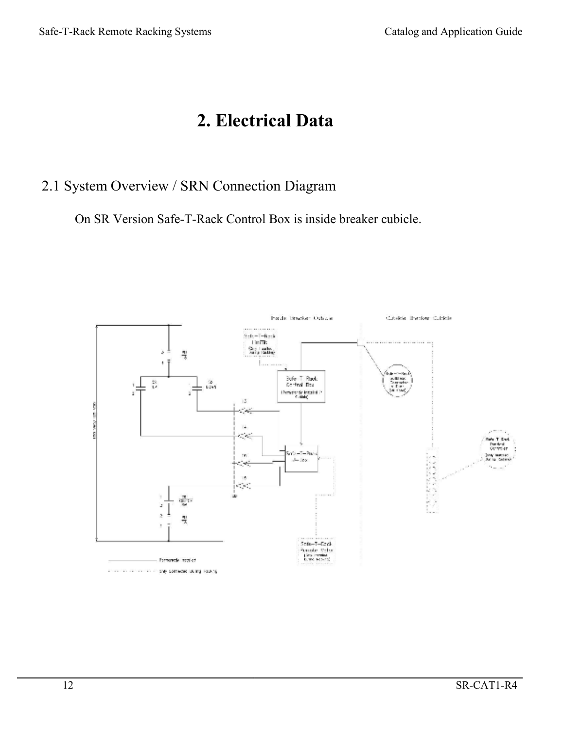# 2. Electrical Data

## 2.1 System Overview / SRN Connection Diagram

On SR Version Safe-T-Rack Control Box is inside breaker cubicle.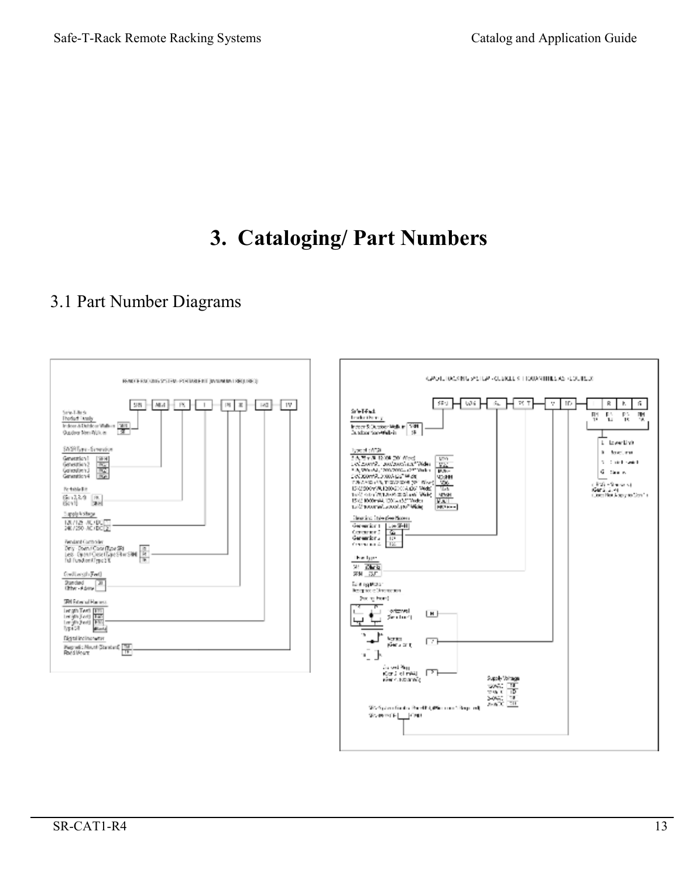# 3. Cataloging/ Part Numbers

## 3.1 Part Number Diagrams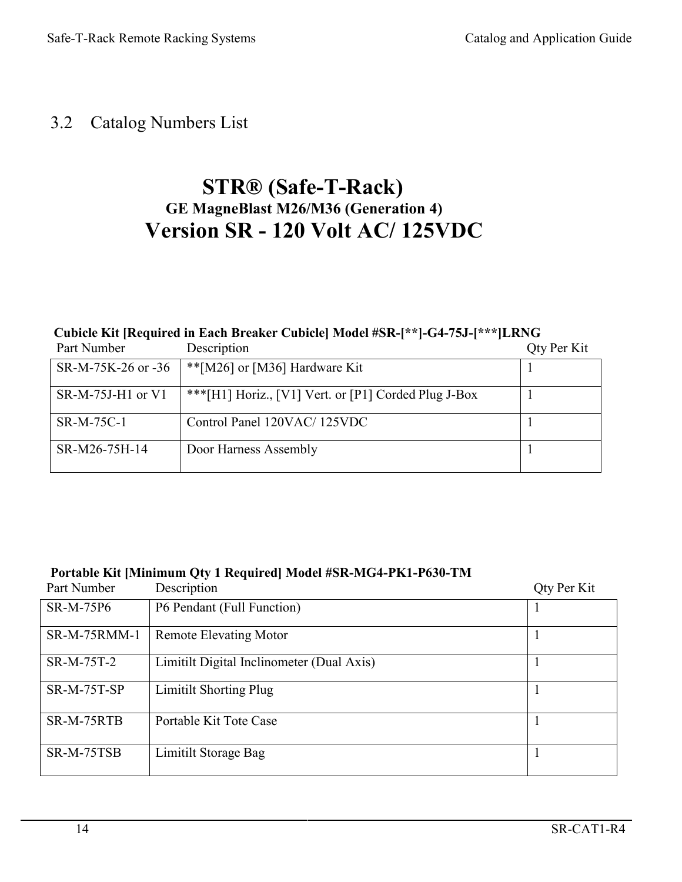## 3.2 Catalog Numbers List

# STR® (Safe-T-Rack)

### GE MagneBlast M26/M36 (Generation 4)

# Version SR - 120 Volt AC/ 125VDC

**Cubicle Kit [Required in Each Breaker Cubicle] Model #SR-[**]-G4-75J-[***]LRNG**

| Part Number | Description | Qty Per Kit |
|---|---|---|
| SR-M-75K-26 or -36 | **[M26] or [M36] Hardware Kit | 1 |
| SR-M-75J-H1 or V1 | ***[H1] Horiz., [V1] Vert. or [P1] Corded Plug J-Box | 1 |
| SR-M-75C-1 | Control Panel 120VAC/ 125VDC | 1 |
| SR-M26-75H-14 | Door Harness Assembly | 1 |

**Portable Kit [Minimum Qty 1 Required] Model #SR-MG4-PK1-P630-TM**

| Part Number | Description | Qty Per Kit |
|---|---|---|
| SR-M-75P6 | P6 Pendant (Full Function) | 1 |
| SR-M-75RMM-1 | Remote Elevating Motor | 1 |
| SR-M-75T-2 | Limitilt Digital Inclinometer (Dual Axis) | 1 |
| SR-M-75T-SP | Limitilt Shorting Plug | 1 |
| SR-M-75RTB | Portable Kit Tote Case | 1 |
| SR-M-75TSB | Limitilt Storage Bag | 1 |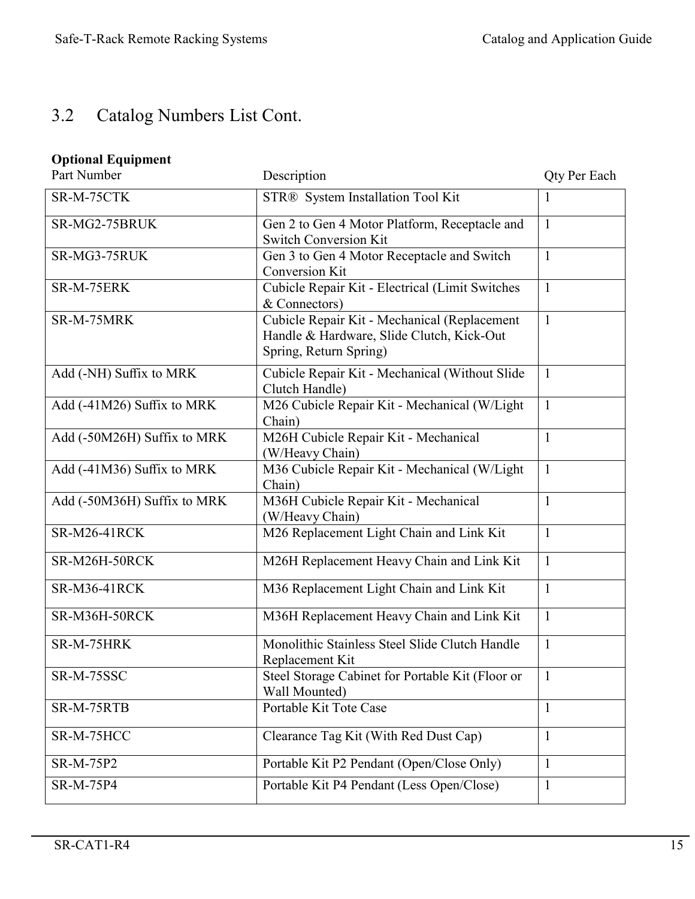## 3.2 Catalog Numbers List Cont.

**Optional Equipment**

| Part Number | Description | Qty Per Each |
|---|---|---|
| SR-M-75CTK | STR® System Installation Tool Kit | 1 |
| SR-MG2-75BRUK | Gen 2 to Gen 4 Motor Platform, Receptacle and Switch Conversion Kit | 1 |
| SR-MG3-75RUK | Gen 3 to Gen 4 Motor Receptacle and Switch Conversion Kit | 1 |
| SR-M-75ERK | Cubicle Repair Kit - Electrical (Limit Switches & Connectors) | 1 |
| SR-M-75MRK | Cubicle Repair Kit - Mechanical (Replacement Handle & Hardware, Slide Clutch, Kick-Out Spring, Return Spring) | 1 |
| Add (-NH) Suffix to MRK | Cubicle Repair Kit - Mechanical (Without Slide Clutch Handle) | 1 |
| Add (-41M26) Suffix to MRK | M26 Cubicle Repair Kit - Mechanical (W/Light Chain) | 1 |
| Add (-50M26H) Suffix to MRK | M26H Cubicle Repair Kit - Mechanical (W/Heavy Chain) | 1 |
| Add (-41M36) Suffix to MRK | M36 Cubicle Repair Kit - Mechanical (W/Light Chain) | 1 |
| Add (-50M36H) Suffix to MRK | M36H Cubicle Repair Kit - Mechanical (W/Heavy Chain) | 1 |
| SR-M26-41RCK | M26 Replacement Light Chain and Link Kit | 1 |
| SR-M26H-50RCK | M26H Replacement Heavy Chain and Link Kit | 1 |
| SR-M36-41RCK | M36 Replacement Light Chain and Link Kit | 1 |
| SR-M36H-50RCK | M36H Replacement Heavy Chain and Link Kit | 1 |
| SR-M-75HRK | Monolithic Stainless Steel Slide Clutch Handle Replacement Kit | 1 |
| SR-M-75SSC | Steel Storage Cabinet for Portable Kit (Floor or Wall Mounted) | 1 |
| SR-M-75RTB | Portable Kit Tote Case | 1 |
| SR-M-75HCC | Clearance Tag Kit (With Red Dust Cap) | 1 |
| SR-M-75P2 | Portable Kit P2 Pendant (Open/Close Only) | 1 |
| SR-M-75P4 | Portable Kit P4 Pendant (Less Open/Close) | 1 |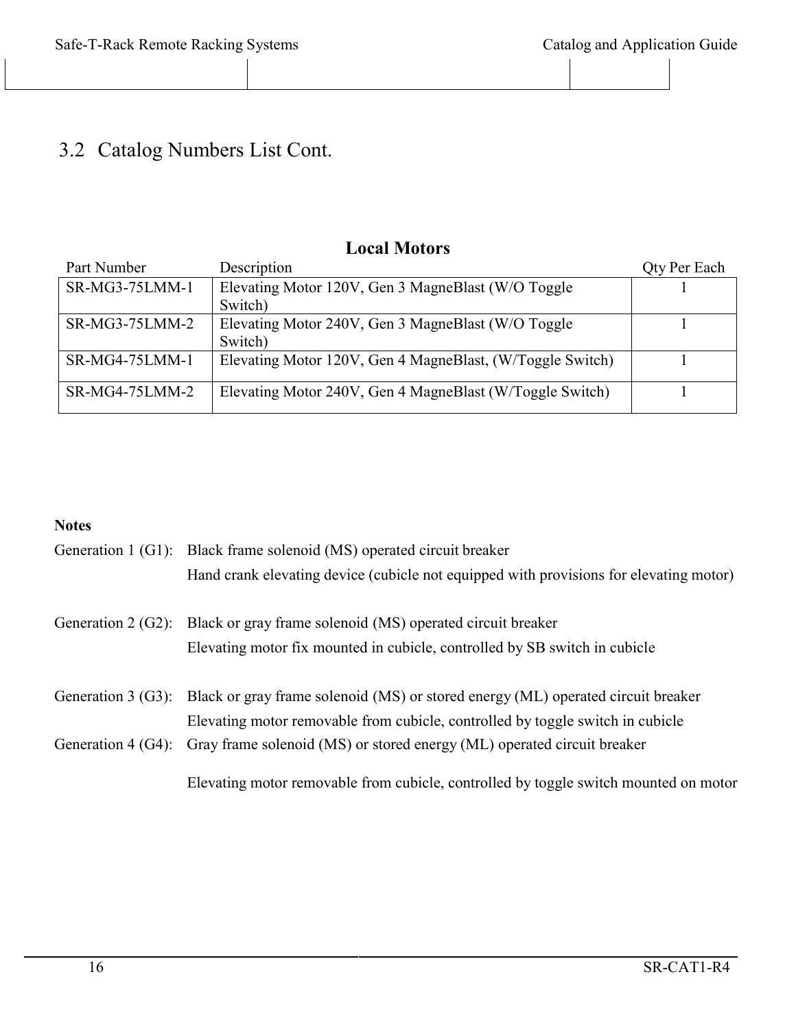## 3.2 Catalog Numbers List Cont.

**Local Motors**

| Part Number | Description | Qty Per Each |
|---|---|---|
| SR-MG3-75LMM-1 | Elevating Motor 120V, Gen 3 MagneBlast (W/O Toggle Switch) | 1 |
| SR-MG3-75LMM-2 | Elevating Motor 240V, Gen 3 MagneBlast (W/O Toggle Switch) | 1 |
| SR-MG4-75LMM-1 | Elevating Motor 120V, Gen 4 MagneBlast, (W/Toggle Switch) | 1 |
| SR-MG4-75LMM-2 | Elevating Motor 240V, Gen 4 MagneBlast (W/Toggle Switch) | 1 |

**Notes**

Generation 1 (G1): Black frame solenoid (MS) operated circuit breaker
Hand crank elevating device (cubicle not equipped with provisions for elevating motor)

Generation 2 (G2): Black or gray frame solenoid (MS) operated circuit breaker
Elevating motor fix mounted in cubicle, controlled by SB switch in cubicle

Generation 3 (G3): Black or gray frame solenoid (MS) or stored energy (ML) operated circuit breaker
Elevating motor removable from cubicle, controlled by toggle switch in cubicle

Generation 4 (G4): Gray frame solenoid (MS) or stored energy (ML) operated circuit breaker
Elevating motor removable from cubicle, controlled by toggle switch mounted on motor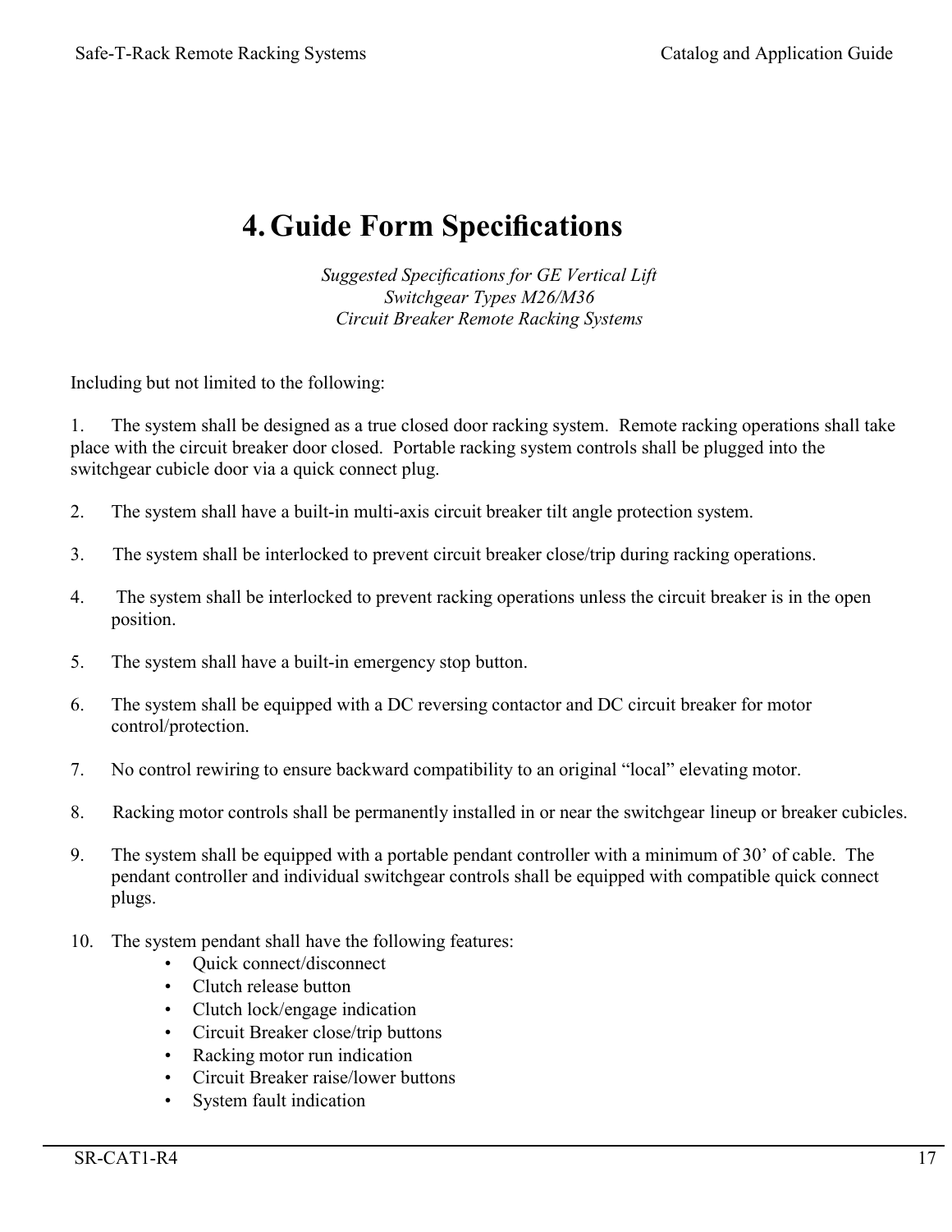# 4. Guide Form Specifications

*Suggested Specifications for GE Vertical Lift*
*Switchgear Types M26/M36*
*Circuit Breaker Remote Racking Systems*

Including but not limited to the following:

1. The system shall be designed as a true closed door racking system. Remote racking operations shall take place with the circuit breaker door closed. Portable racking system controls shall be plugged into the switchgear cubicle door via a quick connect plug.

2. The system shall have a built-in multi-axis circuit breaker tilt angle protection system.

3. The system shall be interlocked to prevent circuit breaker close/trip during racking operations.

4. The system shall be interlocked to prevent racking operations unless the circuit breaker is in the open position.

5. The system shall have a built-in emergency stop button.

6. The system shall be equipped with a DC reversing contactor and DC circuit breaker for motor control/protection.

7. No control rewiring to ensure backward compatibility to an original "local" elevating motor.

8. Racking motor controls shall be permanently installed in or near the switchgear lineup or breaker cubicles.

9. The system shall be equipped with a portable pendant controller with a minimum of 30' of cable. The pendant controller and individual switchgear controls shall be equipped with compatible quick connect plugs.

10. The system pendant shall have the following features:
    - Quick connect/disconnect
    - Clutch release button
    - Clutch lock/engage indication
    - Circuit Breaker close/trip buttons
    - Racking motor run indication
    - Circuit Breaker raise/lower buttons
    - System fault indication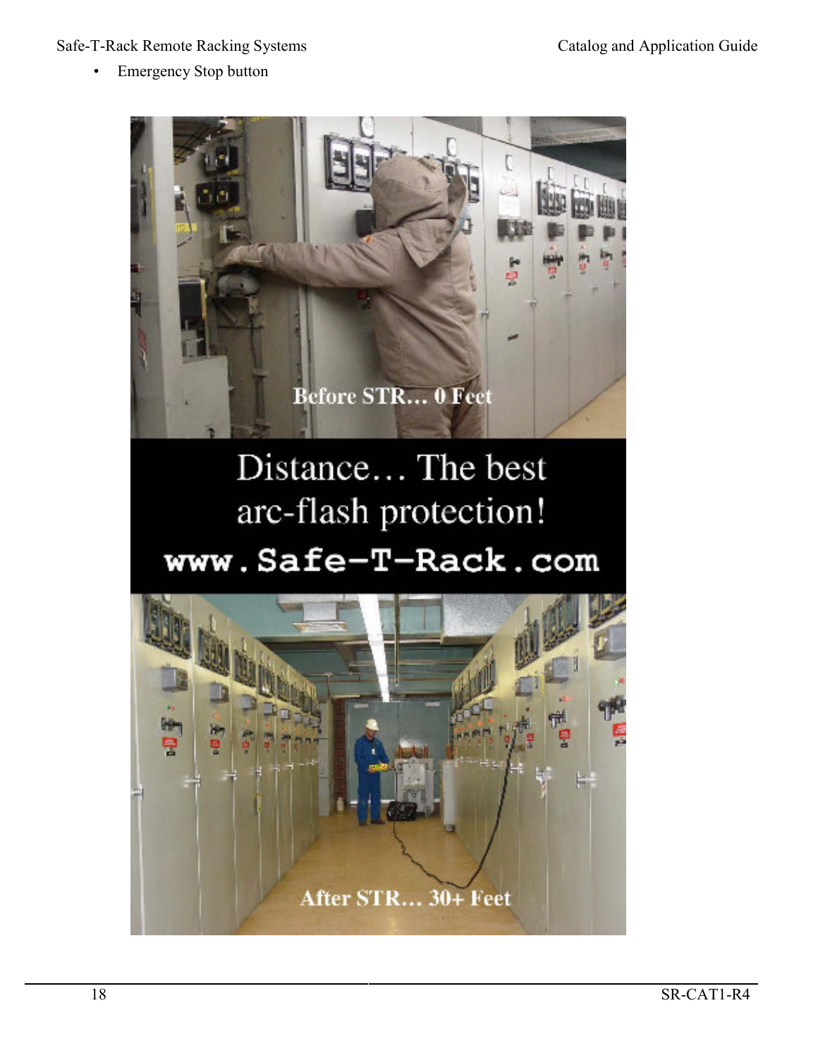- Emergency Stop button

Before STR... 0 Feet

Distance... The best arc-flash protection!

www.Safe-T-Rack.com

After STR... 30+ Feet